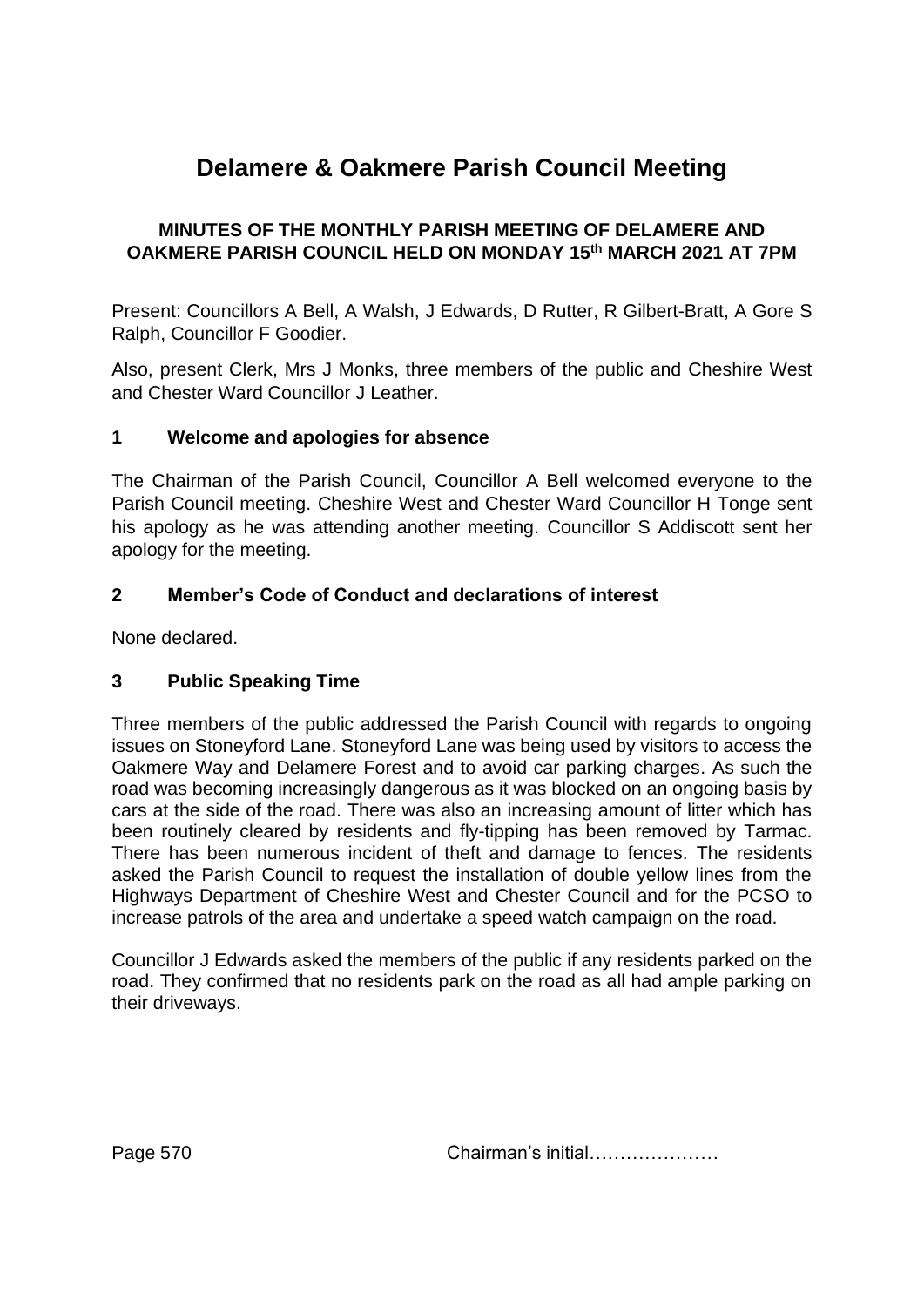# Delamere & Oakmere Parish Council Meeting

**MINUTES OF THE MONTHLY PARISH MEETING OF DELAMERE AND OAKMERE PARISH COUNCIL HELD ON MONDAY 15th MARCH 2021 AT 7PM**

Present: Councillors A Bell, A Walsh, J Edwards, D Rutter, R Gilbert-Bratt, A Gore S Ralph, Councillor F Goodier.

Also, present Clerk, Mrs J Monks, three members of the public and Cheshire West and Chester Ward Councillor J Leather.

## 1 Welcome and apologies for absence

The Chairman of the Parish Council, Councillor A Bell welcomed everyone to the Parish Council meeting. Cheshire West and Chester Ward Councillor H Tonge sent his apology as he was attending another meeting. Councillor S Addiscott sent her apology for the meeting.

## 2 Member's Code of Conduct and declarations of interest

None declared.

## 3 Public Speaking Time

Three members of the public addressed the Parish Council with regards to ongoing issues on Stoneyford Lane. Stoneyford Lane was being used by visitors to access the Oakmere Way and Delamere Forest and to avoid car parking charges. As such the road was becoming increasingly dangerous as it was blocked on an ongoing basis by cars at the side of the road. There was also an increasing amount of litter which has been routinely cleared by residents and fly-tipping has been removed by Tarmac. There has been numerous incident of theft and damage to fences. The residents asked the Parish Council to request the installation of double yellow lines from the Highways Department of Cheshire West and Chester Council and for the PCSO to increase patrols of the area and undertake a speed watch campaign on the road.

Councillor J Edwards asked the members of the public if any residents parked on the road. They confirmed that no residents park on the road as all had ample parking on their driveways.

Chairman's initial…………………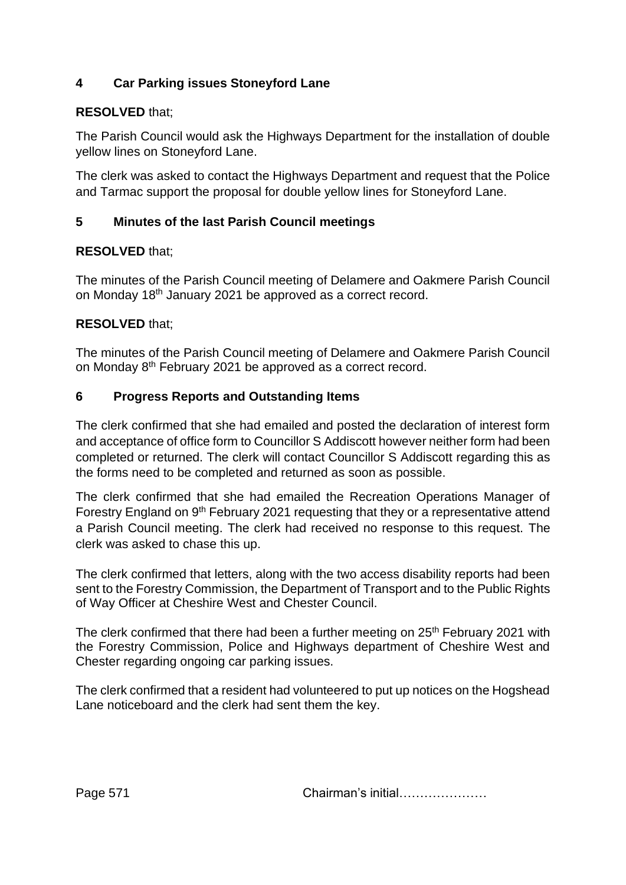## 4 Car Parking issues Stoneyford Lane

**RESOLVED** that;

The Parish Council would ask the Highways Department for the installation of double yellow lines on Stoneyford Lane.

The clerk was asked to contact the Highways Department and request that the Police and Tarmac support the proposal for double yellow lines for Stoneyford Lane.

## 5 Minutes of the last Parish Council meetings

**RESOLVED** that;

The minutes of the Parish Council meeting of Delamere and Oakmere Parish Council on Monday 18th January 2021 be approved as a correct record.

**RESOLVED** that;

The minutes of the Parish Council meeting of Delamere and Oakmere Parish Council on Monday 8th February 2021 be approved as a correct record.

## 6 Progress Reports and Outstanding Items

The clerk confirmed that she had emailed and posted the declaration of interest form and acceptance of office form to Councillor S Addiscott however neither form had been completed or returned. The clerk will contact Councillor S Addiscott regarding this as the forms need to be completed and returned as soon as possible.

The clerk confirmed that she had emailed the Recreation Operations Manager of Forestry England on 9th February 2021 requesting that they or a representative attend a Parish Council meeting. The clerk had received no response to this request. The clerk was asked to chase this up.

The clerk confirmed that letters, along with the two access disability reports had been sent to the Forestry Commission, the Department of Transport and to the Public Rights of Way Officer at Cheshire West and Chester Council.

The clerk confirmed that there had been a further meeting on 25th February 2021 with the Forestry Commission, Police and Highways department of Cheshire West and Chester regarding ongoing car parking issues.

The clerk confirmed that a resident had volunteered to put up notices on the Hogshead Lane noticeboard and the clerk had sent them the key.

Chairman's initial…………………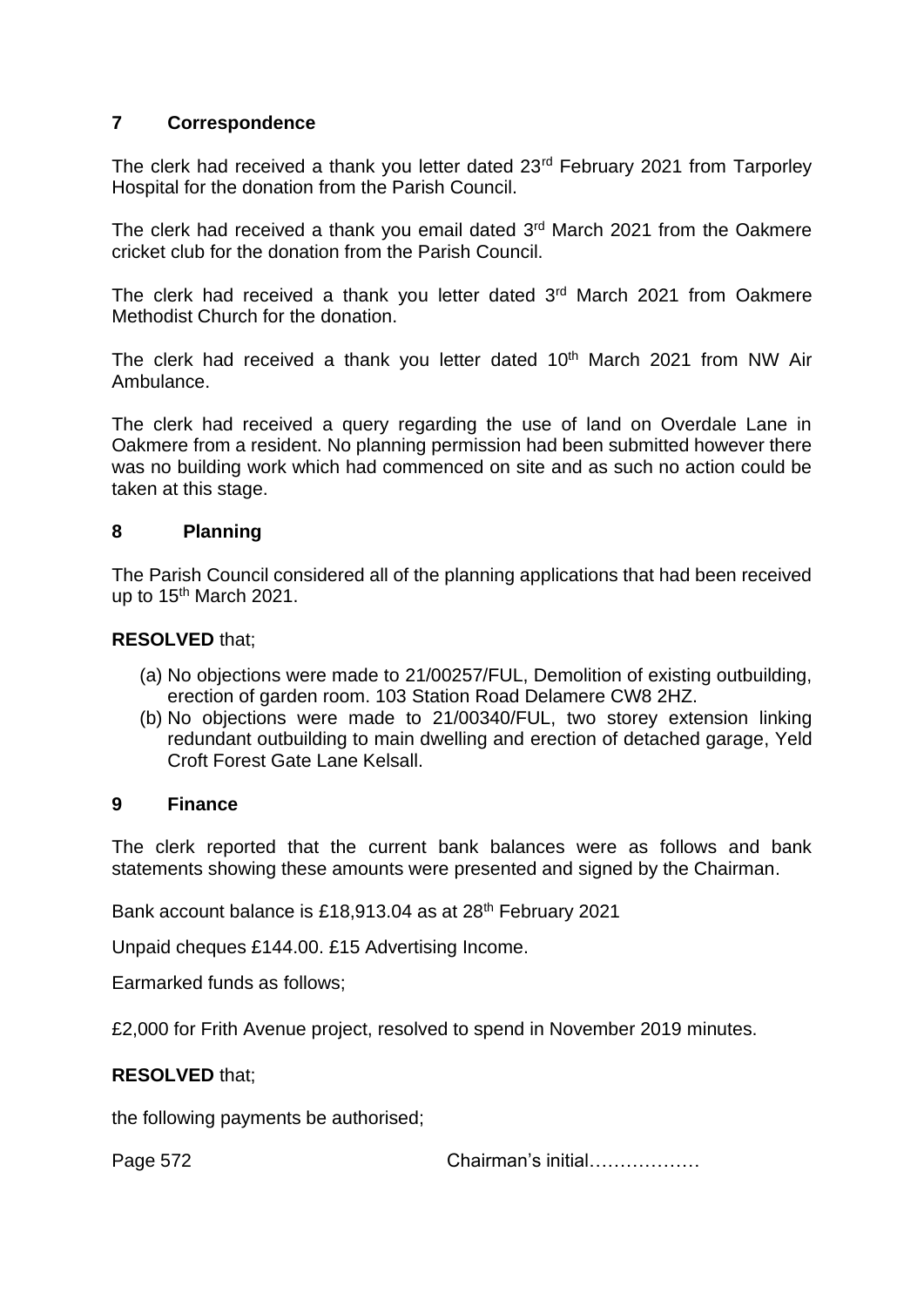## 7 Correspondence

The clerk had received a thank you letter dated 23rd February 2021 from Tarporley Hospital for the donation from the Parish Council.

The clerk had received a thank you email dated 3rd March 2021 from the Oakmere cricket club for the donation from the Parish Council.

The clerk had received a thank you letter dated 3rd March 2021 from Oakmere Methodist Church for the donation.

The clerk had received a thank you letter dated 10th March 2021 from NW Air Ambulance.

The clerk had received a query regarding the use of land on Overdale Lane in Oakmere from a resident. No planning permission had been submitted however there was no building work which had commenced on site and as such no action could be taken at this stage.

## 8 Planning

The Parish Council considered all of the planning applications that had been received up to 15th March 2021.

**RESOLVED** that;

(a) No objections were made to 21/00257/FUL, Demolition of existing outbuilding, erection of garden room. 103 Station Road Delamere CW8 2HZ.
(b) No objections were made to 21/00340/FUL, two storey extension linking redundant outbuilding to main dwelling and erection of detached garage, Yeld Croft Forest Gate Lane Kelsall.

## 9 Finance

The clerk reported that the current bank balances were as follows and bank statements showing these amounts were presented and signed by the Chairman.

Bank account balance is £18,913.04 as at 28th February 2021

Unpaid cheques £144.00. £15 Advertising Income.

Earmarked funds as follows;

£2,000 for Frith Avenue project, resolved to spend in November 2019 minutes.

**RESOLVED** that;

the following payments be authorised;

Page 572 Chairman's initial………………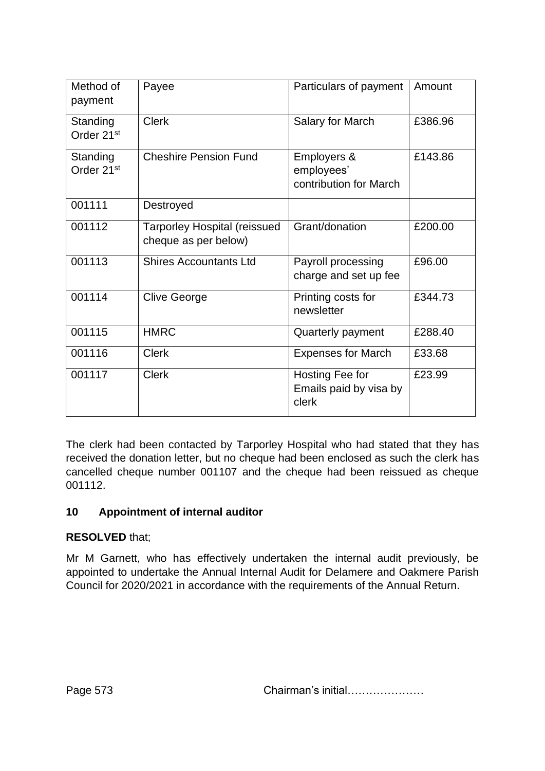| Method of payment | Payee | Particulars of payment | Amount |
|---|---|---|---|
| Standing Order 21st | Clerk | Salary for March | £386.96 |
| Standing Order 21st | Cheshire Pension Fund | Employers & employees' contribution for March | £143.86 |
| 001111 | Destroyed | | |
| 001112 | Tarporley Hospital (reissued cheque as per below) | Grant/donation | £200.00 |
| 001113 | Shires Accountants Ltd | Payroll processing charge and set up fee | £96.00 |
| 001114 | Clive George | Printing costs for newsletter | £344.73 |
| 001115 | HMRC | Quarterly payment | £288.40 |
| 001116 | Clerk | Expenses for March | £33.68 |
| 001117 | Clerk | Hosting Fee for Emails paid by visa by clerk | £23.99 |

The clerk had been contacted by Tarporley Hospital who had stated that they has received the donation letter, but no cheque had been enclosed as such the clerk has cancelled cheque number 001107 and the cheque had been reissued as cheque 001112.

## 10 Appointment of internal auditor

**RESOLVED** that;

Mr M Garnett, who has effectively undertaken the internal audit previously, be appointed to undertake the Annual Internal Audit for Delamere and Oakmere Parish Council for 2020/2021 in accordance with the requirements of the Annual Return.

Chairman's initial…………………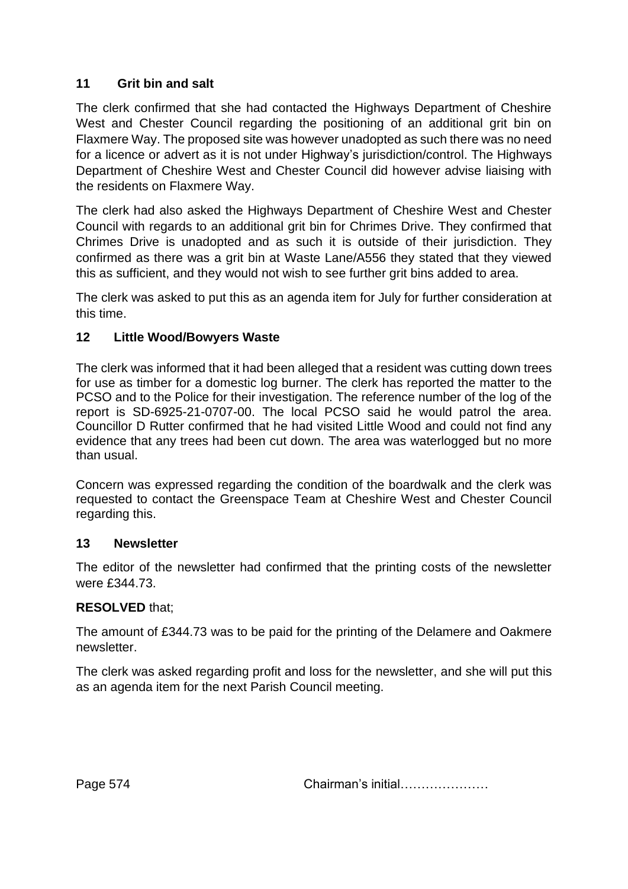## 11 Grit bin and salt

The clerk confirmed that she had contacted the Highways Department of Cheshire West and Chester Council regarding the positioning of an additional grit bin on Flaxmere Way. The proposed site was however unadopted as such there was no need for a licence or advert as it is not under Highway's jurisdiction/control. The Highways Department of Cheshire West and Chester Council did however advise liaising with the residents on Flaxmere Way.

The clerk had also asked the Highways Department of Cheshire West and Chester Council with regards to an additional grit bin for Chrimes Drive. They confirmed that Chrimes Drive is unadopted and as such it is outside of their jurisdiction. They confirmed as there was a grit bin at Waste Lane/A556 they stated that they viewed this as sufficient, and they would not wish to see further grit bins added to area.

The clerk was asked to put this as an agenda item for July for further consideration at this time.

## 12 Little Wood/Bowyers Waste

The clerk was informed that it had been alleged that a resident was cutting down trees for use as timber for a domestic log burner. The clerk has reported the matter to the PCSO and to the Police for their investigation. The reference number of the log of the report is SD-6925-21-0707-00. The local PCSO said he would patrol the area. Councillor D Rutter confirmed that he had visited Little Wood and could not find any evidence that any trees had been cut down. The area was waterlogged but no more than usual.

Concern was expressed regarding the condition of the boardwalk and the clerk was requested to contact the Greenspace Team at Cheshire West and Chester Council regarding this.

## 13 Newsletter

The editor of the newsletter had confirmed that the printing costs of the newsletter were £344.73.

**RESOLVED** that;

The amount of £344.73 was to be paid for the printing of the Delamere and Oakmere newsletter.

The clerk was asked regarding profit and loss for the newsletter, and she will put this as an agenda item for the next Parish Council meeting.

Chairman's initial…………………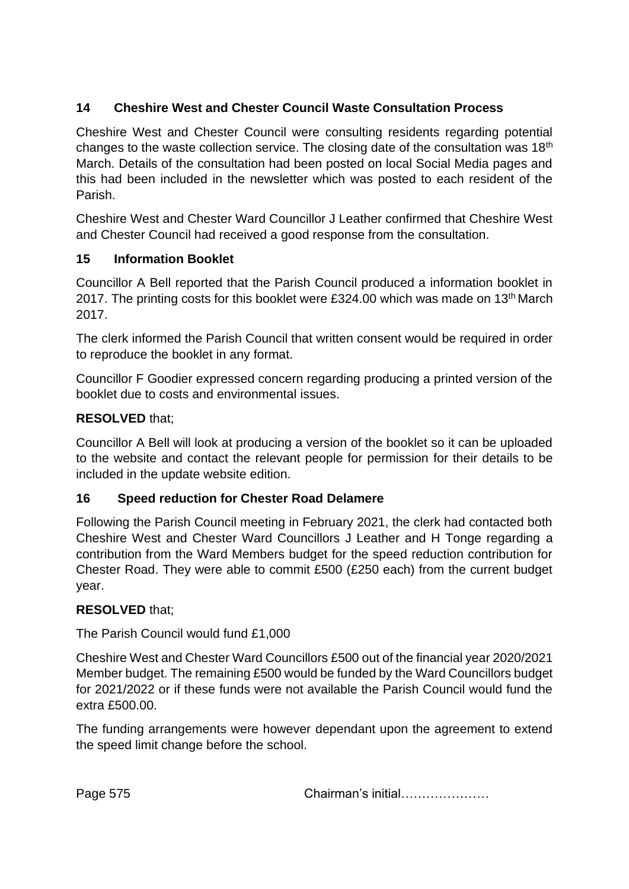## 14 Cheshire West and Chester Council Waste Consultation Process

Cheshire West and Chester Council were consulting residents regarding potential changes to the waste collection service. The closing date of the consultation was 18th March. Details of the consultation had been posted on local Social Media pages and this had been included in the newsletter which was posted to each resident of the Parish.

Cheshire West and Chester Ward Councillor J Leather confirmed that Cheshire West and Chester Council had received a good response from the consultation.

## 15 Information Booklet

Councillor A Bell reported that the Parish Council produced a information booklet in 2017. The printing costs for this booklet were £324.00 which was made on 13th March 2017.

The clerk informed the Parish Council that written consent would be required in order to reproduce the booklet in any format.

Councillor F Goodier expressed concern regarding producing a printed version of the booklet due to costs and environmental issues.

**RESOLVED** that;

Councillor A Bell will look at producing a version of the booklet so it can be uploaded to the website and contact the relevant people for permission for their details to be included in the update website edition.

## 16 Speed reduction for Chester Road Delamere

Following the Parish Council meeting in February 2021, the clerk had contacted both Cheshire West and Chester Ward Councillors J Leather and H Tonge regarding a contribution from the Ward Members budget for the speed reduction contribution for Chester Road. They were able to commit £500 (£250 each) from the current budget year.

**RESOLVED** that;

The Parish Council would fund £1,000

Cheshire West and Chester Ward Councillors £500 out of the financial year 2020/2021 Member budget. The remaining £500 would be funded by the Ward Councillors budget for 2021/2022 or if these funds were not available the Parish Council would fund the extra £500.00.

The funding arrangements were however dependant upon the agreement to extend the speed limit change before the school.

Chairman's initial…………………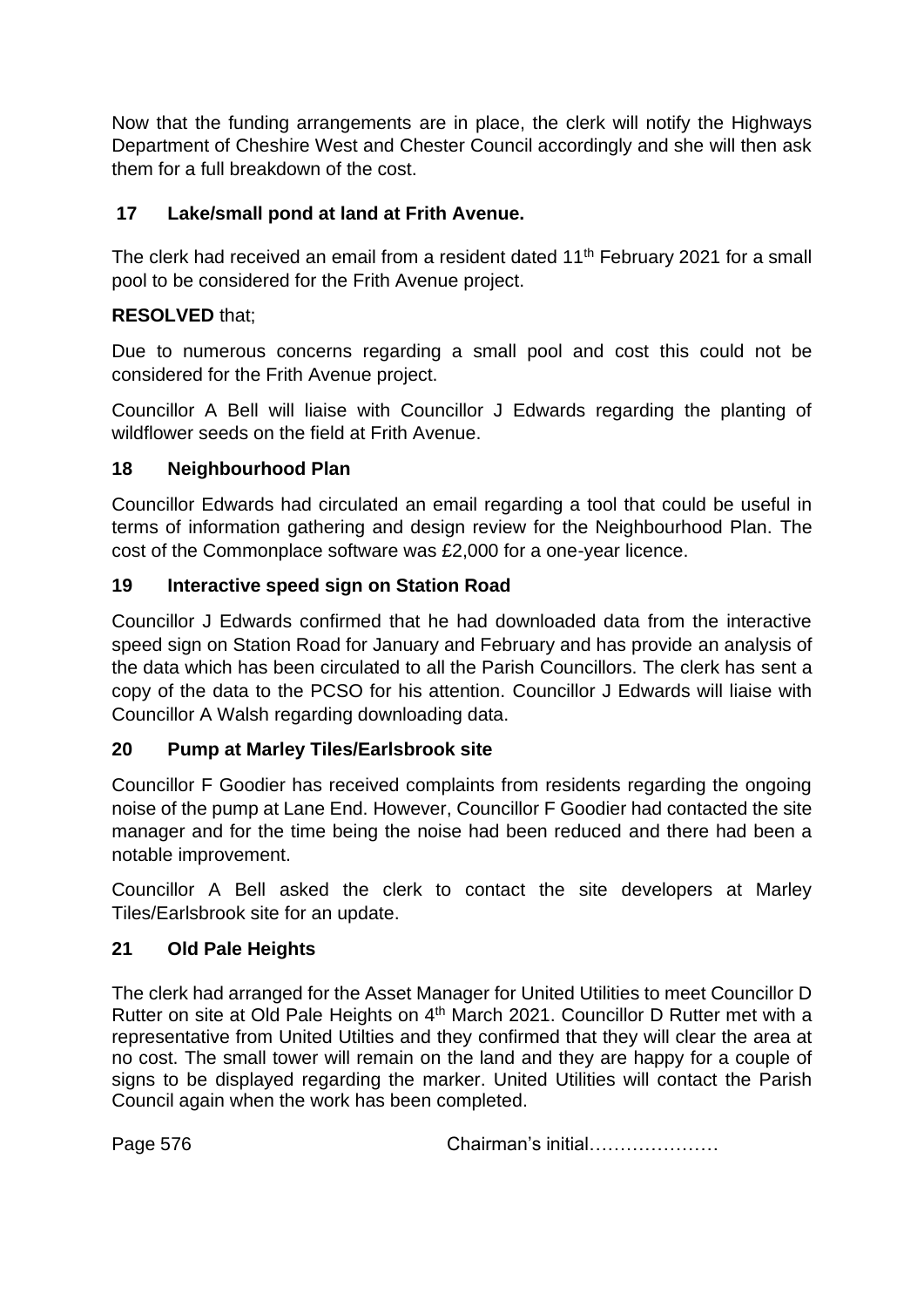Now that the funding arrangements are in place, the clerk will notify the Highways Department of Cheshire West and Chester Council accordingly and she will then ask them for a full breakdown of the cost.

## 17 Lake/small pond at land at Frith Avenue.

The clerk had received an email from a resident dated 11th February 2021 for a small pool to be considered for the Frith Avenue project.

**RESOLVED** that;

Due to numerous concerns regarding a small pool and cost this could not be considered for the Frith Avenue project.

Councillor A Bell will liaise with Councillor J Edwards regarding the planting of wildflower seeds on the field at Frith Avenue.

## 18 Neighbourhood Plan

Councillor Edwards had circulated an email regarding a tool that could be useful in terms of information gathering and design review for the Neighbourhood Plan. The cost of the Commonplace software was £2,000 for a one-year licence.

## 19 Interactive speed sign on Station Road

Councillor J Edwards confirmed that he had downloaded data from the interactive speed sign on Station Road for January and February and has provide an analysis of the data which has been circulated to all the Parish Councillors. The clerk has sent a copy of the data to the PCSO for his attention. Councillor J Edwards will liaise with Councillor A Walsh regarding downloading data.

## 20 Pump at Marley Tiles/Earlsbrook site

Councillor F Goodier has received complaints from residents regarding the ongoing noise of the pump at Lane End. However, Councillor F Goodier had contacted the site manager and for the time being the noise had been reduced and there had been a notable improvement.

Councillor A Bell asked the clerk to contact the site developers at Marley Tiles/Earlsbrook site for an update.

## 21 Old Pale Heights

The clerk had arranged for the Asset Manager for United Utilities to meet Councillor D Rutter on site at Old Pale Heights on 4th March 2021. Councillor D Rutter met with a representative from United Utilties and they confirmed that they will clear the area at no cost. The small tower will remain on the land and they are happy for a couple of signs to be displayed regarding the marker. United Utilities will contact the Parish Council again when the work has been completed.

Chairman's initial…………………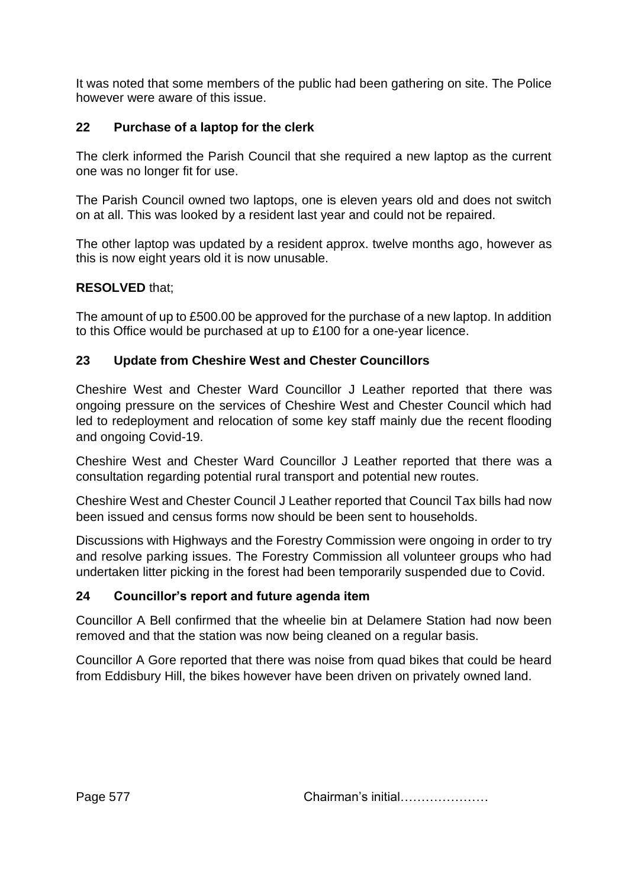It was noted that some members of the public had been gathering on site. The Police however were aware of this issue.

## 22 Purchase of a laptop for the clerk

The clerk informed the Parish Council that she required a new laptop as the current one was no longer fit for use.

The Parish Council owned two laptops, one is eleven years old and does not switch on at all. This was looked by a resident last year and could not be repaired.

The other laptop was updated by a resident approx. twelve months ago, however as this is now eight years old it is now unusable.

**RESOLVED** that;

The amount of up to £500.00 be approved for the purchase of a new laptop. In addition to this Office would be purchased at up to £100 for a one-year licence.

## 23 Update from Cheshire West and Chester Councillors

Cheshire West and Chester Ward Councillor J Leather reported that there was ongoing pressure on the services of Cheshire West and Chester Council which had led to redeployment and relocation of some key staff mainly due the recent flooding and ongoing Covid-19.

Cheshire West and Chester Ward Councillor J Leather reported that there was a consultation regarding potential rural transport and potential new routes.

Cheshire West and Chester Council J Leather reported that Council Tax bills had now been issued and census forms now should be been sent to households.

Discussions with Highways and the Forestry Commission were ongoing in order to try and resolve parking issues. The Forestry Commission all volunteer groups who had undertaken litter picking in the forest had been temporarily suspended due to Covid.

## 24 Councillor's report and future agenda item

Councillor A Bell confirmed that the wheelie bin at Delamere Station had now been removed and that the station was now being cleaned on a regular basis.

Councillor A Gore reported that there was noise from quad bikes that could be heard from Eddisbury Hill, the bikes however have been driven on privately owned land.

Chairman's initial…………………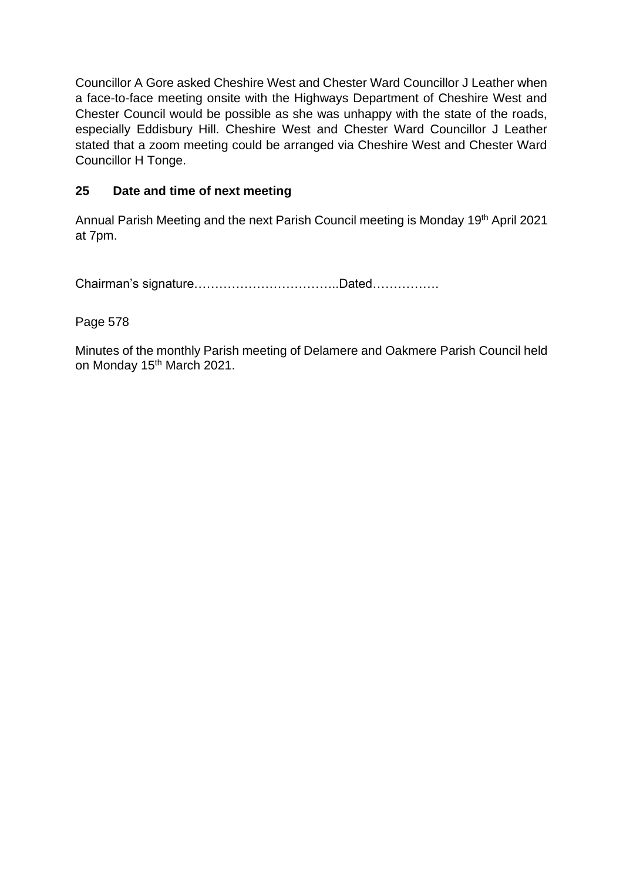Councillor A Gore asked Cheshire West and Chester Ward Councillor J Leather when a face-to-face meeting onsite with the Highways Department of Cheshire West and Chester Council would be possible as she was unhappy with the state of the roads, especially Eddisbury Hill. Cheshire West and Chester Ward Councillor J Leather stated that a zoom meeting could be arranged via Cheshire West and Chester Ward Councillor H Tonge.

## 25 Date and time of next meeting

Annual Parish Meeting and the next Parish Council meeting is Monday 19th April 2021 at 7pm.

Chairman's signature……………………………..Dated…………….